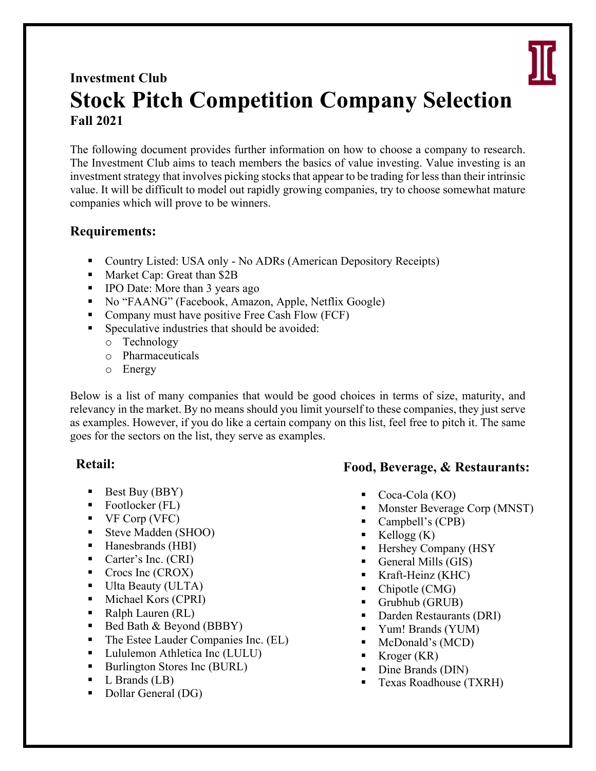**Investment Club**

# Stock Pitch Competition Company Selection

**Fall 2021**

The following document provides further information on how to choose a company to research. The Investment Club aims to teach members the basics of value investing. Value investing is an investment strategy that involves picking stocks that appear to be trading for less than their intrinsic value. It will be difficult to model out rapidly growing companies, try to choose somewhat mature companies which will prove to be winners.

## Requirements:

- Country Listed: USA only - No ADRs (American Depository Receipts)
- Market Cap: Great than $2B
- IPO Date: More than 3 years ago
- No "FAANG" (Facebook, Amazon, Apple, Netflix Google)
- Company must have positive Free Cash Flow (FCF)
- Speculative industries that should be avoided:
  - Technology
  - Pharmaceuticals
  - Energy

Below is a list of many companies that would be good choices in terms of size, maturity, and relevancy in the market. By no means should you limit yourself to these companies, they just serve as examples. However, if you do like a certain company on this list, feel free to pitch it. The same goes for the sectors on the list, they serve as examples.

## Retail:

- Best Buy (BBY)
- Footlocker (FL)
- VF Corp (VFC)
- Steve Madden (SHOO)
- Hanesbrands (HBI)
- Carter's Inc. (CRI)
- Crocs Inc (CROX)
- Ulta Beauty (ULTA)
- Michael Kors (CPRI)
- Ralph Lauren (RL)
- Bed Bath & Beyond (BBBY)
- The Estee Lauder Companies Inc. (EL)
- Lululemon Athletica Inc (LULU)
- Burlington Stores Inc (BURL)
- L Brands (LB)
- Dollar General (DG)

## Food, Beverage, & Restaurants:

- Coca-Cola (KO)
- Monster Beverage Corp (MNST)
- Campbell's (CPB)
- Kellogg (K)
- Hershey Company (HSY
- General Mills (GIS)
- Kraft-Heinz (KHC)
- Chipotle (CMG)
- Grubhub (GRUB)
- Darden Restaurants (DRI)
- Yum! Brands (YUM)
- McDonald's (MCD)
- Kroger (KR)
- Dine Brands (DIN)
- Texas Roadhouse (TXRH)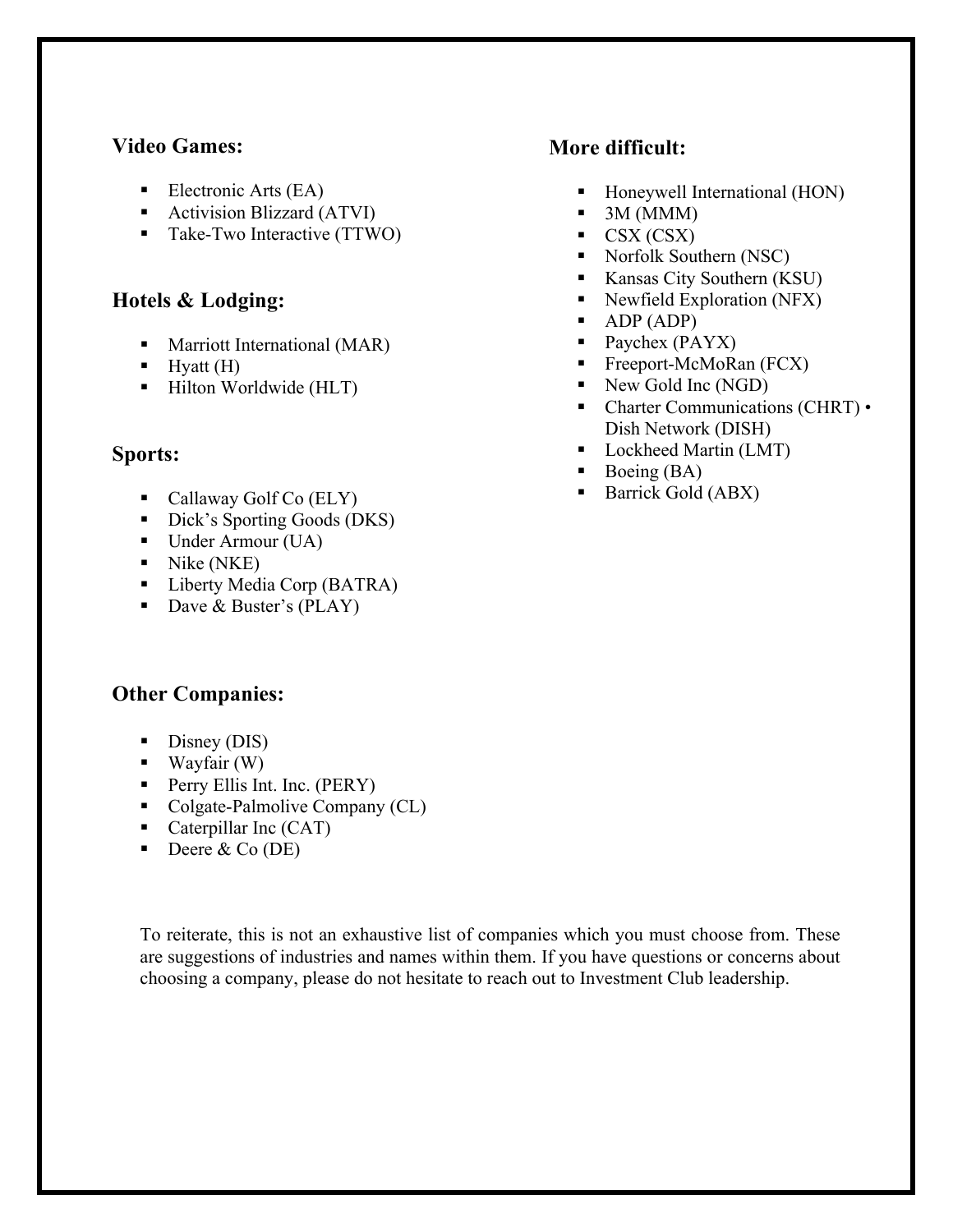### Video Games:

- Electronic Arts (EA)
- Activision Blizzard (ATVI)
- Take-Two Interactive (TTWO)

### Hotels & Lodging:

- Marriott International (MAR)
- Hyatt (H)
- Hilton Worldwide (HLT)

### Sports:

- Callaway Golf Co (ELY)
- Dick's Sporting Goods (DKS)
- Under Armour (UA)
- Nike (NKE)
- Liberty Media Corp (BATRA)
- Dave & Buster's (PLAY)

### Other Companies:

- Disney (DIS)
- Wayfair (W)
- Perry Ellis Int. Inc. (PERY)
- Colgate-Palmolive Company (CL)
- Caterpillar Inc (CAT)
- Deere & Co (DE)

### More difficult:

- Honeywell International (HON)
- 3M (MMM)
- CSX (CSX)
- Norfolk Southern (NSC)
- Kansas City Southern (KSU)
- Newfield Exploration (NFX)
- ADP (ADP)
- Paychex (PAYX)
- Freeport-McMoRan (FCX)
- New Gold Inc (NGD)
- Charter Communications (CHRT) • Dish Network (DISH)
- Lockheed Martin (LMT)
- Boeing (BA)
- Barrick Gold (ABX)

To reiterate, this is not an exhaustive list of companies which you must choose from. These are suggestions of industries and names within them. If you have questions or concerns about choosing a company, please do not hesitate to reach out to Investment Club leadership.